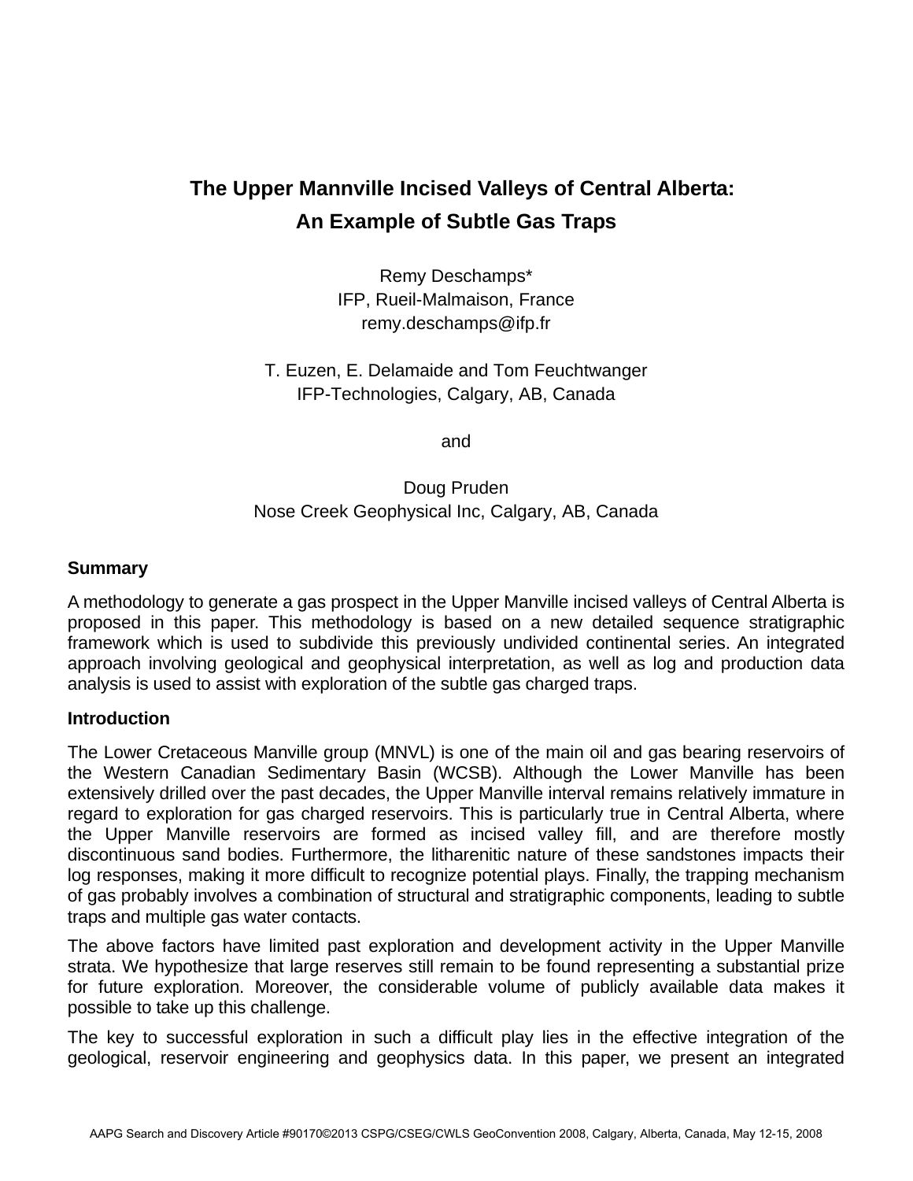# The Upper Mannville Incised Valleys of Central Alberta: An Example of Subtle Gas Traps

Remy Deschamps*
IFP, Rueil-Malmaison, France
remy.deschamps@ifp.fr

T. Euzen, E. Delamaide and Tom Feuchtwanger
IFP-Technologies, Calgary, AB, Canada

and

Doug Pruden
Nose Creek Geophysical Inc, Calgary, AB, Canada

## Summary

A methodology to generate a gas prospect in the Upper Manville incised valleys of Central Alberta is proposed in this paper. This methodology is based on a new detailed sequence stratigraphic framework which is used to subdivide this previously undivided continental series. An integrated approach involving geological and geophysical interpretation, as well as log and production data analysis is used to assist with exploration of the subtle gas charged traps.

## Introduction

The Lower Cretaceous Manville group (MNVL) is one of the main oil and gas bearing reservoirs of the Western Canadian Sedimentary Basin (WCSB). Although the Lower Manville has been extensively drilled over the past decades, the Upper Manville interval remains relatively immature in regard to exploration for gas charged reservoirs. This is particularly true in Central Alberta, where the Upper Manville reservoirs are formed as incised valley fill, and are therefore mostly discontinuous sand bodies. Furthermore, the litharenitic nature of these sandstones impacts their log responses, making it more difficult to recognize potential plays. Finally, the trapping mechanism of gas probably involves a combination of structural and stratigraphic components, leading to subtle traps and multiple gas water contacts.

The above factors have limited past exploration and development activity in the Upper Manville strata. We hypothesize that large reserves still remain to be found representing a substantial prize for future exploration. Moreover, the considerable volume of publicly available data makes it possible to take up this challenge.

The key to successful exploration in such a difficult play lies in the effective integration of the geological, reservoir engineering and geophysics data. In this paper, we present an integrated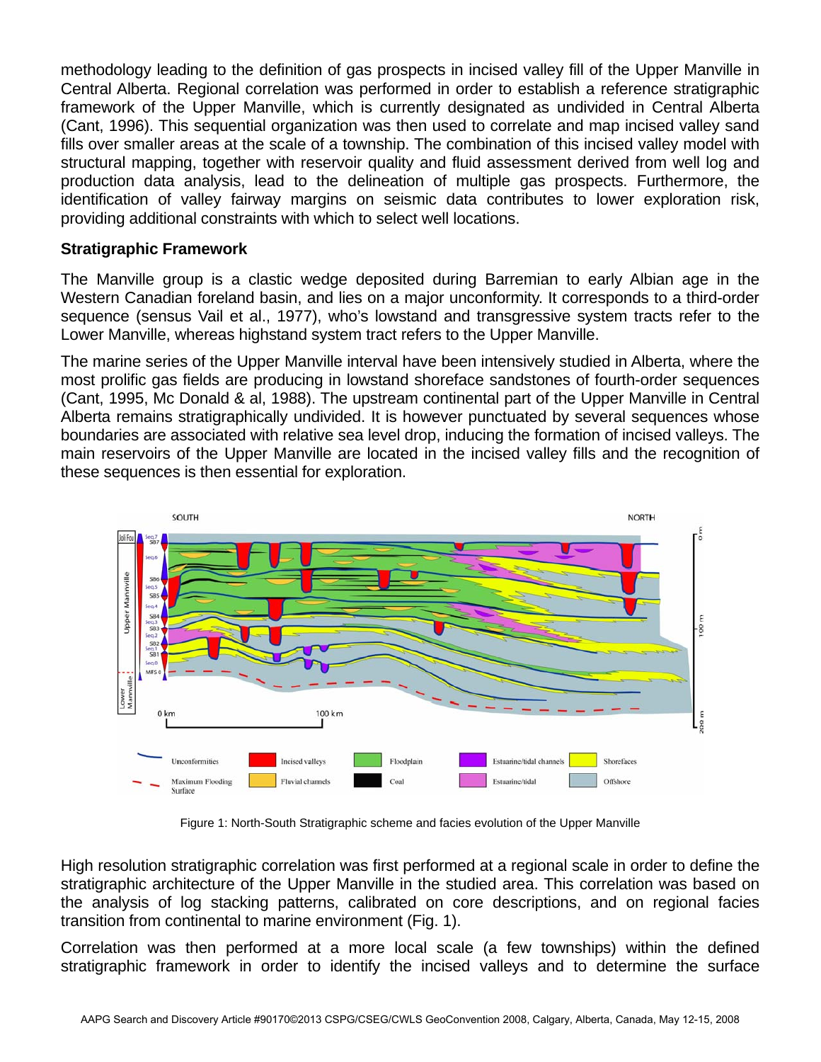methodology leading to the definition of gas prospects in incised valley fill of the Upper Manville in Central Alberta. Regional correlation was performed in order to establish a reference stratigraphic framework of the Upper Manville, which is currently designated as undivided in Central Alberta (Cant, 1996). This sequential organization was then used to correlate and map incised valley sand fills over smaller areas at the scale of a township. The combination of this incised valley model with structural mapping, together with reservoir quality and fluid assessment derived from well log and production data analysis, lead to the delineation of multiple gas prospects. Furthermore, the identification of valley fairway margins on seismic data contributes to lower exploration risk, providing additional constraints with which to select well locations.

**Stratigraphic Framework**

The Manville group is a clastic wedge deposited during Barremian to early Albian age in the Western Canadian foreland basin, and lies on a major unconformity. It corresponds to a third-order sequence (sensus Vail et al., 1977), who's lowstand and transgressive system tracts refer to the Lower Manville, whereas highstand system tract refers to the Upper Manville.

The marine series of the Upper Manville interval have been intensively studied in Alberta, where the most prolific gas fields are producing in lowstand shoreface sandstones of fourth-order sequences (Cant, 1995, Mc Donald & al, 1988). The upstream continental part of the Upper Manville in Central Alberta remains stratigraphically undivided. It is however punctuated by several sequences whose boundaries are associated with relative sea level drop, inducing the formation of incised valleys. The main reservoirs of the Upper Manville are located in the incised valley fills and the recognition of these sequences is then essential for exploration.

SOUTH
NORTH
Joli Fou
Upper Mannville
Lower Mannville
Seq.7
SB7
Seq.6
SB6
Seq.5
SB5
Seq.4
SB4
Seq.3
SB3
Seq.2
SB2
Seq.1
SB1
Seq.0
MFS 0
0 km
100 km
0 m
100 m
200 m
Unconformities
Maximum Flooding Surface
Incised valleys
Fluvial channels
Floodplain
Coal
Estuarine/tidal channels
Estuarine/tidal
Shorefaces
Offshore

Figure 1: North-South Stratigraphic scheme and facies evolution of the Upper Manville

High resolution stratigraphic correlation was first performed at a regional scale in order to define the stratigraphic architecture of the Upper Manville in the studied area. This correlation was based on the analysis of log stacking patterns, calibrated on core descriptions, and on regional facies transition from continental to marine environment (Fig. 1).

Correlation was then performed at a more local scale (a few townships) within the defined stratigraphic framework in order to identify the incised valleys and to determine the surface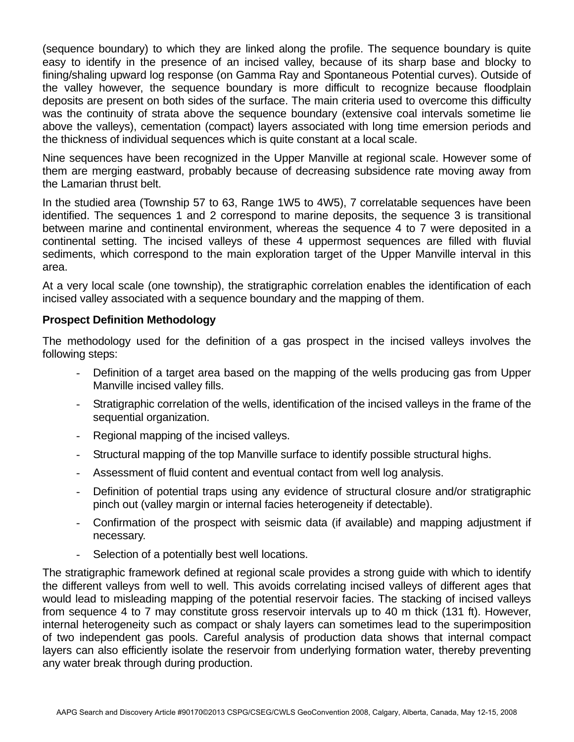(sequence boundary) to which they are linked along the profile. The sequence boundary is quite easy to identify in the presence of an incised valley, because of its sharp base and blocky to fining/shaling upward log response (on Gamma Ray and Spontaneous Potential curves). Outside of the valley however, the sequence boundary is more difficult to recognize because floodplain deposits are present on both sides of the surface. The main criteria used to overcome this difficulty was the continuity of strata above the sequence boundary (extensive coal intervals sometime lie above the valleys), cementation (compact) layers associated with long time emersion periods and the thickness of individual sequences which is quite constant at a local scale.

Nine sequences have been recognized in the Upper Manville at regional scale. However some of them are merging eastward, probably because of decreasing subsidence rate moving away from the Lamarian thrust belt.

In the studied area (Township 57 to 63, Range 1W5 to 4W5), 7 correlatable sequences have been identified. The sequences 1 and 2 correspond to marine deposits, the sequence 3 is transitional between marine and continental environment, whereas the sequence 4 to 7 were deposited in a continental setting. The incised valleys of these 4 uppermost sequences are filled with fluvial sediments, which correspond to the main exploration target of the Upper Manville interval in this area.

At a very local scale (one township), the stratigraphic correlation enables the identification of each incised valley associated with a sequence boundary and the mapping of them.

**Prospect Definition Methodology**

The methodology used for the definition of a gas prospect in the incised valleys involves the following steps:

- Definition of a target area based on the mapping of the wells producing gas from Upper Manville incised valley fills.
- Stratigraphic correlation of the wells, identification of the incised valleys in the frame of the sequential organization.
- Regional mapping of the incised valleys.
- Structural mapping of the top Manville surface to identify possible structural highs.
- Assessment of fluid content and eventual contact from well log analysis.
- Definition of potential traps using any evidence of structural closure and/or stratigraphic pinch out (valley margin or internal facies heterogeneity if detectable).
- Confirmation of the prospect with seismic data (if available) and mapping adjustment if necessary.
- Selection of a potentially best well locations.

The stratigraphic framework defined at regional scale provides a strong guide with which to identify the different valleys from well to well. This avoids correlating incised valleys of different ages that would lead to misleading mapping of the potential reservoir facies. The stacking of incised valleys from sequence 4 to 7 may constitute gross reservoir intervals up to 40 m thick (131 ft). However, internal heterogeneity such as compact or shaly layers can sometimes lead to the superimposition of two independent gas pools. Careful analysis of production data shows that internal compact layers can also efficiently isolate the reservoir from underlying formation water, thereby preventing any water break through during production.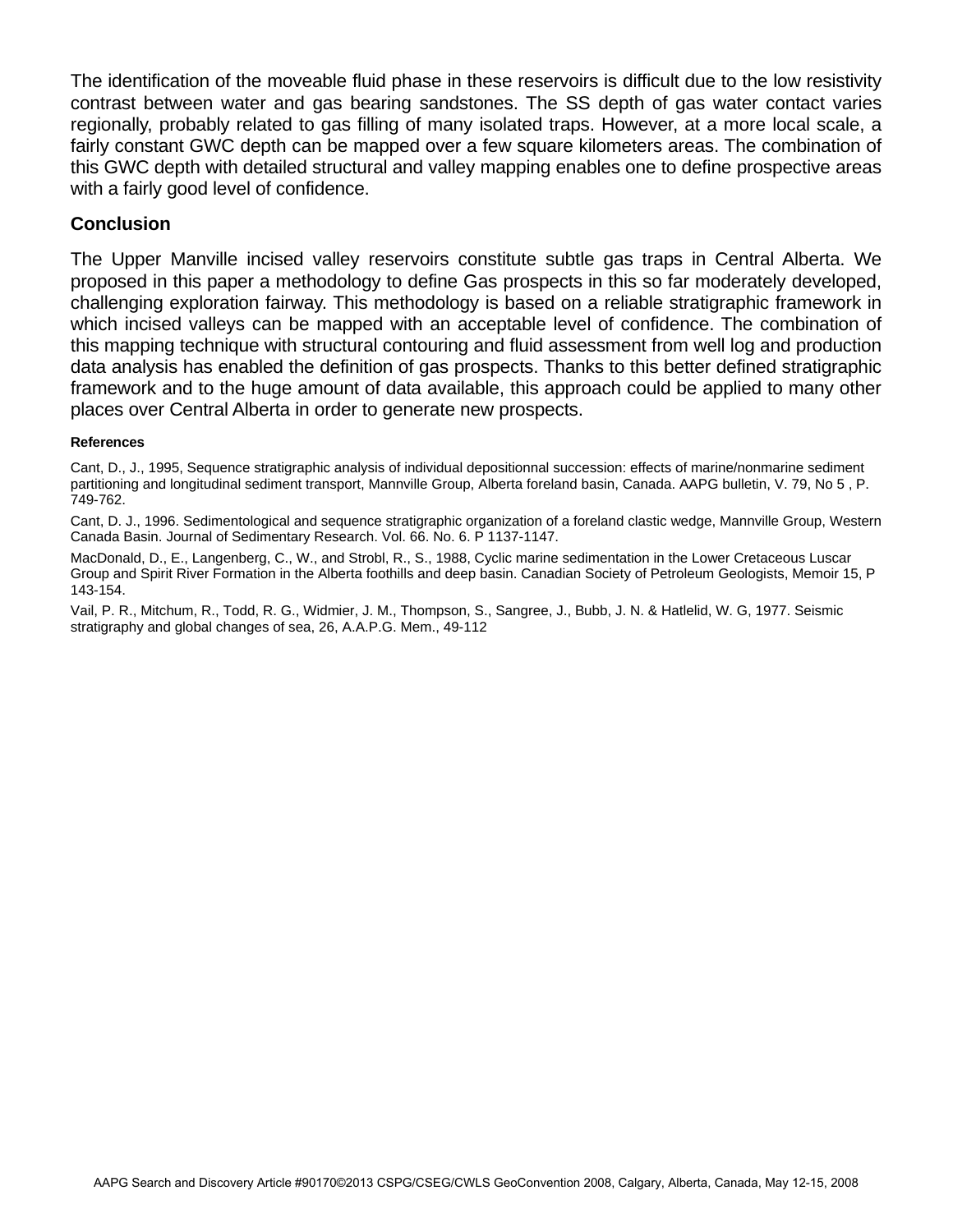The identification of the moveable fluid phase in these reservoirs is difficult due to the low resistivity contrast between water and gas bearing sandstones. The SS depth of gas water contact varies regionally, probably related to gas filling of many isolated traps. However, at a more local scale, a fairly constant GWC depth can be mapped over a few square kilometers areas. The combination of this GWC depth with detailed structural and valley mapping enables one to define prospective areas with a fairly good level of confidence.

## Conclusion

The Upper Manville incised valley reservoirs constitute subtle gas traps in Central Alberta. We proposed in this paper a methodology to define Gas prospects in this so far moderately developed, challenging exploration fairway. This methodology is based on a reliable stratigraphic framework in which incised valleys can be mapped with an acceptable level of confidence. The combination of this mapping technique with structural contouring and fluid assessment from well log and production data analysis has enabled the definition of gas prospects. Thanks to this better defined stratigraphic framework and to the huge amount of data available, this approach could be applied to many other places over Central Alberta in order to generate new prospects.

### References

Cant, D., J., 1995, Sequence stratigraphic analysis of individual depositionnal succession: effects of marine/nonmarine sediment partitioning and longitudinal sediment transport, Mannville Group, Alberta foreland basin, Canada. AAPG bulletin, V. 79, No 5 , P. 749-762.

Cant, D. J., 1996. Sedimentological and sequence stratigraphic organization of a foreland clastic wedge, Mannville Group, Western Canada Basin. Journal of Sedimentary Research. Vol. 66. No. 6. P 1137-1147.

MacDonald, D., E., Langenberg, C., W., and Strobl, R., S., 1988, Cyclic marine sedimentation in the Lower Cretaceous Luscar Group and Spirit River Formation in the Alberta foothills and deep basin. Canadian Society of Petroleum Geologists, Memoir 15, P 143-154.

Vail, P. R., Mitchum, R., Todd, R. G., Widmier, J. M., Thompson, S., Sangree, J., Bubb, J. N. & Hatlelid, W. G, 1977. Seismic stratigraphy and global changes of sea, 26, A.A.P.G. Mem., 49-112